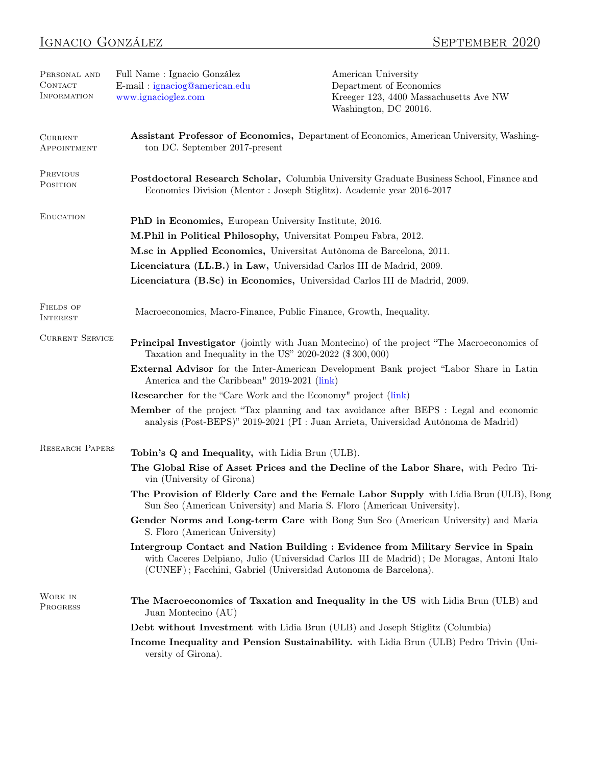# Ignacio González

September 2020

## Personal and Contact Information

Full Name : Ignacio González
E-mail : ignaciog@american.edu
www.ignacioglez.com

American University
Department of Economics
Kreeger 123, 4400 Massachusetts Ave NW
Washington, DC 20016.

## Current Appointment

**Assistant Professor of Economics,** Department of Economics, American University, Washington DC. September 2017-present

## Previous Position

**Postdoctoral Research Scholar,** Columbia University Graduate Business School, Finance and Economics Division (Mentor : Joseph Stiglitz). Academic year 2016-2017

## Education

**PhD in Economics,** European University Institute, 2016.

**M.Phil in Political Philosophy,** Universitat Pompeu Fabra, 2012.

**M.sc in Applied Economics,** Universitat Autònoma de Barcelona, 2011.

**Licenciatura (LL.B.) in Law,** Universidad Carlos III de Madrid, 2009.

**Licenciatura (B.Sc) in Economics,** Universidad Carlos III de Madrid, 2009.

## Fields of Interest

Macroeconomics, Macro-Finance, Public Finance, Growth, Inequality.

## Current Service

**Principal Investigator** (jointly with Juan Montecino) of the project "The Macroeconomics of Taxation and Inequality in the US" 2020-2022 ($ 300, 000)

**External Advisor** for the Inter-American Development Bank project "Labor Share in Latin America and the Caribbean" 2019-2021 (link)

**Researcher** for the "Care Work and the Economy" project (link)

**Member** of the project "Tax planning and tax avoidance after BEPS : Legal and economic analysis (Post-BEPS)" 2019-2021 (PI : Juan Arrieta, Universidad Autónoma de Madrid)

## Research Papers

**Tobin's Q and Inequality,** with Lidia Brun (ULB).

**The Global Rise of Asset Prices and the Decline of the Labor Share,** with Pedro Trivin (University of Girona)

**The Provision of Elderly Care and the Female Labor Supply** with Lídia Brun (ULB), Bong Sun Seo (American University) and Maria S. Floro (American University).

**Gender Norms and Long-term Care** with Bong Sun Seo (American University) and Maria S. Floro (American University)

**Intergroup Contact and Nation Building : Evidence from Military Service in Spain** with Caceres Delpiano, Julio (Universidad Carlos III de Madrid) ; De Moragas, Antoni Italo (CUNEF) ; Facchini, Gabriel (Universidad Autonoma de Barcelona).

## Work in Progress

**The Macroeconomics of Taxation and Inequality in the US** with Lidia Brun (ULB) and Juan Montecino (AU)

**Debt without Investment** with Lidia Brun (ULB) and Joseph Stiglitz (Columbia)

**Income Inequality and Pension Sustainability.** with Lidia Brun (ULB) Pedro Trivin (University of Girona).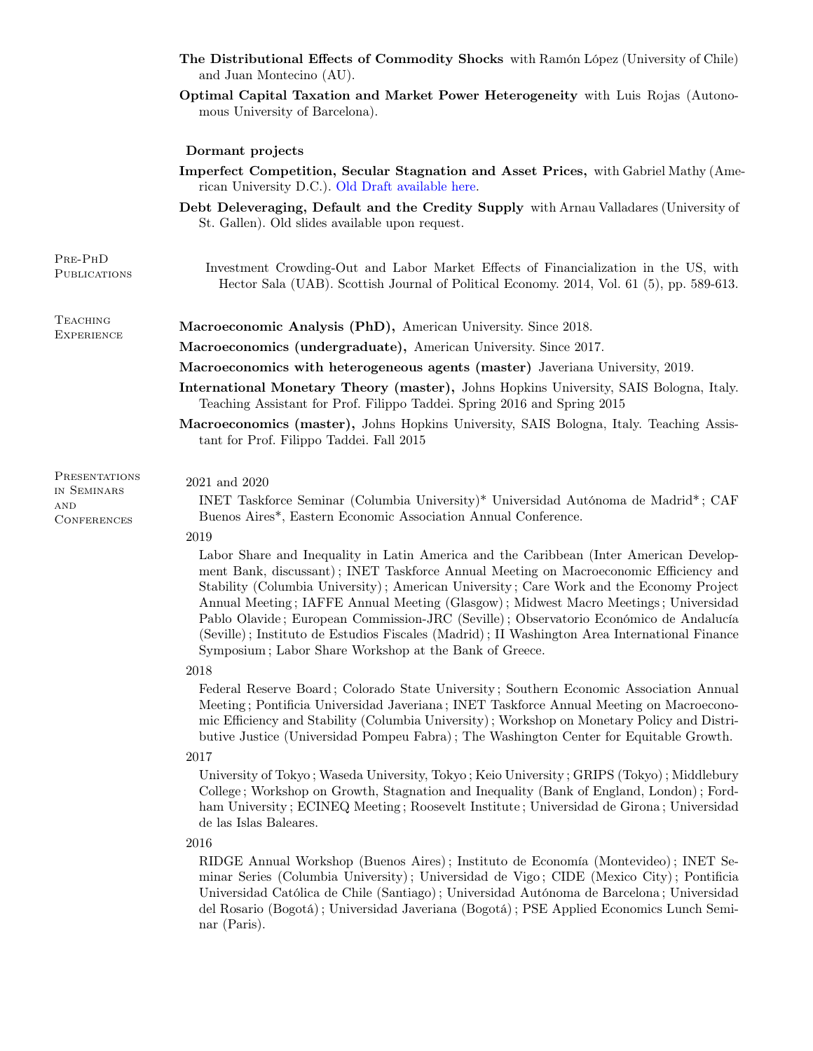**The Distributional Effects of Commodity Shocks** with Ramón López (University of Chile) and Juan Montecino (AU).

**Optimal Capital Taxation and Market Power Heterogeneity** with Luis Rojas (Autonomous University of Barcelona).

**Dormant projects**

**Imperfect Competition, Secular Stagnation and Asset Prices,** with Gabriel Mathy (American University D.C.). Old Draft available here.

**Debt Deleveraging, Default and the Credity Supply** with Arnau Valladares (University of St. Gallen). Old slides available upon request.

## Pre-PhD Publications

Investment Crowding-Out and Labor Market Effects of Financialization in the US, with Hector Sala (UAB). Scottish Journal of Political Economy. 2014, Vol. 61 (5), pp. 589-613.

## Teaching Experience

**Macroeconomic Analysis (PhD),** American University. Since 2018.

**Macroeconomics (undergraduate),** American University. Since 2017.

**Macroeconomics with heterogeneous agents (master)** Javeriana University, 2019.

**International Monetary Theory (master),** Johns Hopkins University, SAIS Bologna, Italy. Teaching Assistant for Prof. Filippo Taddei. Spring 2016 and Spring 2015

**Macroeconomics (master),** Johns Hopkins University, SAIS Bologna, Italy. Teaching Assistant for Prof. Filippo Taddei. Fall 2015

## Presentations in Seminars and Conferences

2021 and 2020

INET Taskforce Seminar (Columbia University)* Universidad Autónoma de Madrid*; CAF Buenos Aires*, Eastern Economic Association Annual Conference.

2019

Labor Share and Inequality in Latin America and the Caribbean (Inter American Development Bank, discussant); INET Taskforce Annual Meeting on Macroeconomic Efficiency and Stability (Columbia University); American University; Care Work and the Economy Project Annual Meeting; IAFFE Annual Meeting (Glasgow); Midwest Macro Meetings; Universidad Pablo Olavide; European Commission-JRC (Seville); Observatorio Económico de Andalucía (Seville); Instituto de Estudios Fiscales (Madrid); II Washington Area International Finance Symposium; Labor Share Workshop at the Bank of Greece.

2018

Federal Reserve Board; Colorado State University; Southern Economic Association Annual Meeting; Pontificia Universidad Javeriana; INET Taskforce Annual Meeting on Macroeconomic Efficiency and Stability (Columbia University); Workshop on Monetary Policy and Distributive Justice (Universidad Pompeu Fabra); The Washington Center for Equitable Growth.

2017

University of Tokyo; Waseda University, Tokyo; Keio University; GRIPS (Tokyo); Middlebury College; Workshop on Growth, Stagnation and Inequality (Bank of England, London); Fordham University; ECINEQ Meeting; Roosevelt Institute; Universidad de Girona; Universidad de las Islas Baleares.

2016

RIDGE Annual Workshop (Buenos Aires); Instituto de Economía (Montevideo); INET Seminar Series (Columbia University); Universidad de Vigo; CIDE (Mexico City); Pontificia Universidad Católica de Chile (Santiago); Universidad Autónoma de Barcelona; Universidad del Rosario (Bogotá); Universidad Javeriana (Bogotá); PSE Applied Economics Lunch Seminar (Paris).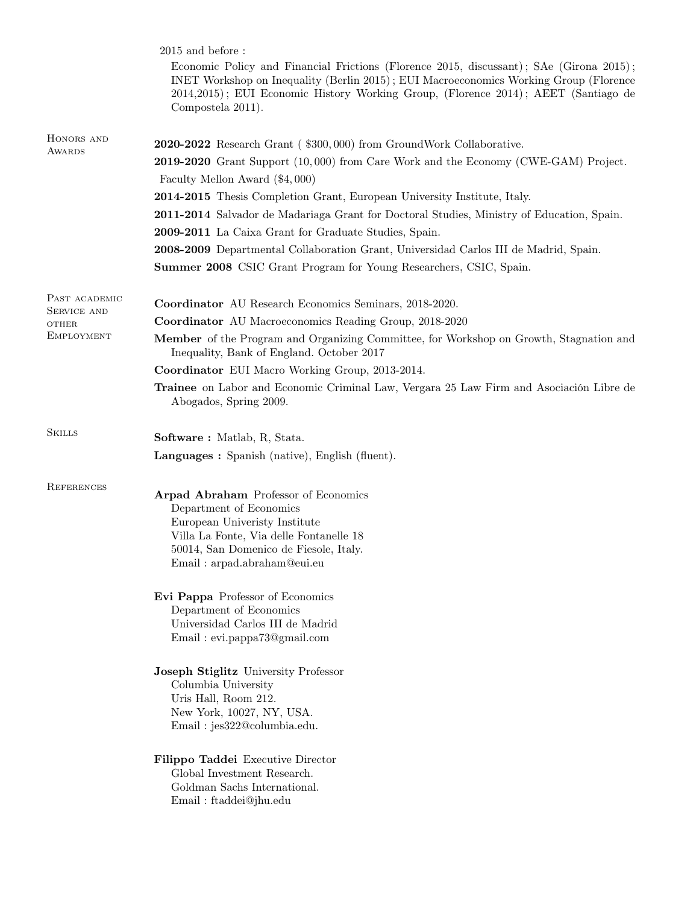2015 and before :

Economic Policy and Financial Frictions (Florence 2015, discussant) ; SAe (Girona 2015) ; INET Workshop on Inequality (Berlin 2015) ; EUI Macroeconomics Working Group (Florence 2014,2015) ; EUI Economic History Working Group, (Florence 2014) ; AEET (Santiago de Compostela 2011).

## Honors and Awards

**2020-2022** Research Grant ( $300,000) from GroundWork Collaborative.

**2019-2020** Grant Support (10,000) from Care Work and the Economy (CWE-GAM) Project.

Faculty Mellon Award ($4,000)

**2014-2015** Thesis Completion Grant, European University Institute, Italy.

**2011-2014** Salvador de Madariaga Grant for Doctoral Studies, Ministry of Education, Spain.

**2009-2011** La Caixa Grant for Graduate Studies, Spain.

**2008-2009** Departmental Collaboration Grant, Universidad Carlos III de Madrid, Spain.

**Summer 2008** CSIC Grant Program for Young Researchers, CSIC, Spain.

## Past academic Service and other Employment

**Coordinator** AU Research Economics Seminars, 2018-2020.

**Coordinator** AU Macroeconomics Reading Group, 2018-2020

**Member** of the Program and Organizing Committee, for Workshop on Growth, Stagnation and Inequality, Bank of England. October 2017

**Coordinator** EUI Macro Working Group, 2013-2014.

**Trainee** on Labor and Economic Criminal Law, Vergara 25 Law Firm and Asociación Libre de Abogados, Spring 2009.

## Skills

**Software :** Matlab, R, Stata.

**Languages :** Spanish (native), English (fluent).

## References

**Arpad Abraham** Professor of Economics
Department of Economics
European Univeristy Institute
Villa La Fonte, Via delle Fontanelle 18
50014, San Domenico de Fiesole, Italy.
Email : arpad.abraham@eui.eu

**Evi Pappa** Professor of Economics
Department of Economics
Universidad Carlos III de Madrid
Email : evi.pappa73@gmail.com

**Joseph Stiglitz** University Professor
Columbia University
Uris Hall, Room 212.
New York, 10027, NY, USA.
Email : jes322@columbia.edu.

**Filippo Taddei** Executive Director
Global Investment Research.
Goldman Sachs International.
Email : ftaddei@jhu.edu